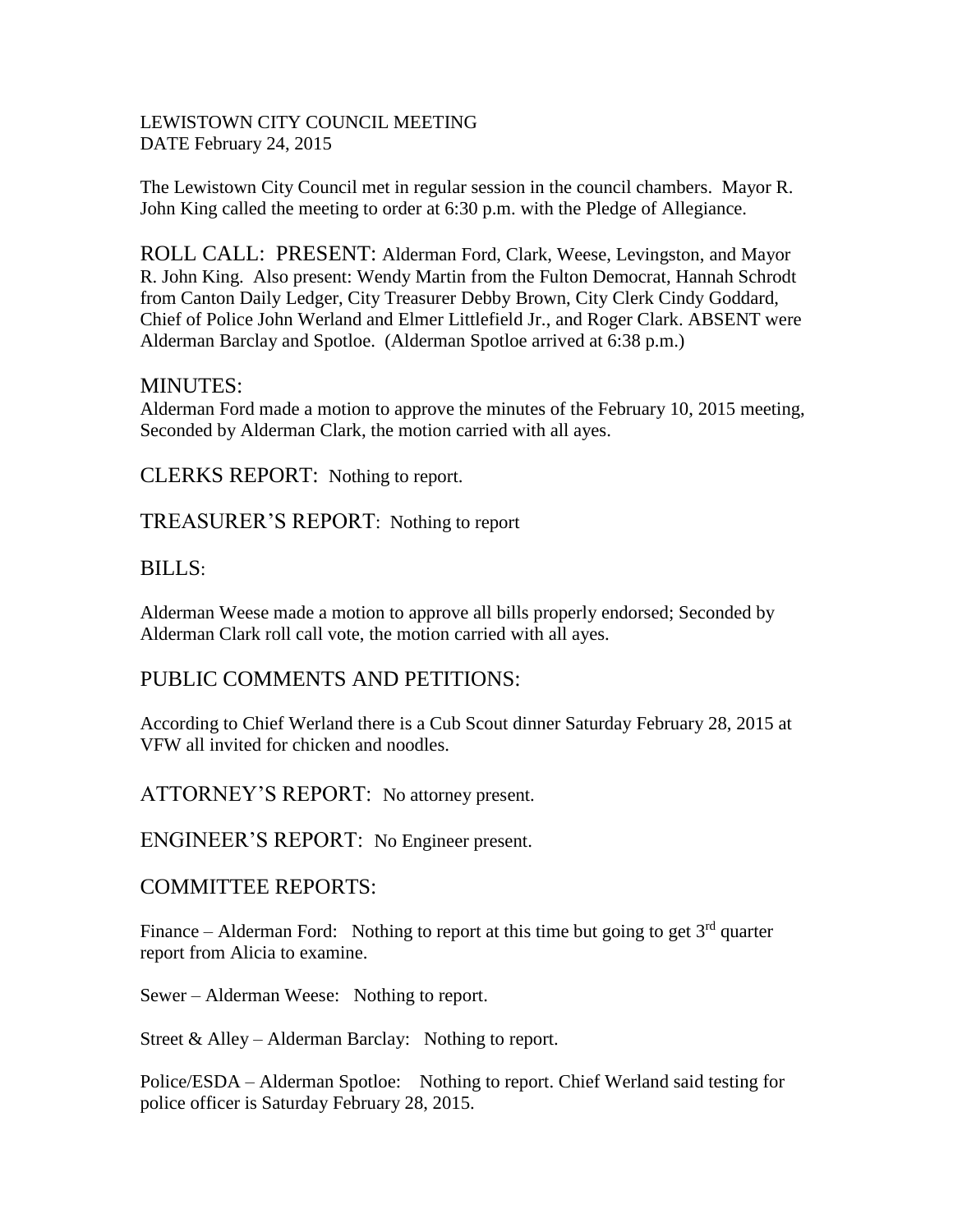LEWISTOWN CITY COUNCIL MEETING
DATE February 24, 2015

The Lewistown City Council met in regular session in the council chambers. Mayor R. John King called the meeting to order at 6:30 p.m. with the Pledge of Allegiance.

ROLL CALL: PRESENT: Alderman Ford, Clark, Weese, Levingston, and Mayor R. John King. Also present: Wendy Martin from the Fulton Democrat, Hannah Schrodt from Canton Daily Ledger, City Treasurer Debby Brown, City Clerk Cindy Goddard, Chief of Police John Werland and Elmer Littlefield Jr., and Roger Clark. ABSENT were Alderman Barclay and Spotloe. (Alderman Spotloe arrived at 6:38 p.m.)

MINUTES:
Alderman Ford made a motion to approve the minutes of the February 10, 2015 meeting, Seconded by Alderman Clark, the motion carried with all ayes.

CLERKS REPORT: Nothing to report.

TREASURER'S REPORT: Nothing to report

BILLS:

Alderman Weese made a motion to approve all bills properly endorsed; Seconded by Alderman Clark roll call vote, the motion carried with all ayes.

PUBLIC COMMENTS AND PETITIONS:

According to Chief Werland there is a Cub Scout dinner Saturday February 28, 2015 at VFW all invited for chicken and noodles.

ATTORNEY'S REPORT: No attorney present.

ENGINEER'S REPORT: No Engineer present.

COMMITTEE REPORTS:

Finance – Alderman Ford: Nothing to report at this time but going to get 3rd quarter report from Alicia to examine.

Sewer – Alderman Weese: Nothing to report.

Street & Alley – Alderman Barclay: Nothing to report.

Police/ESDA – Alderman Spotloe: Nothing to report. Chief Werland said testing for police officer is Saturday February 28, 2015.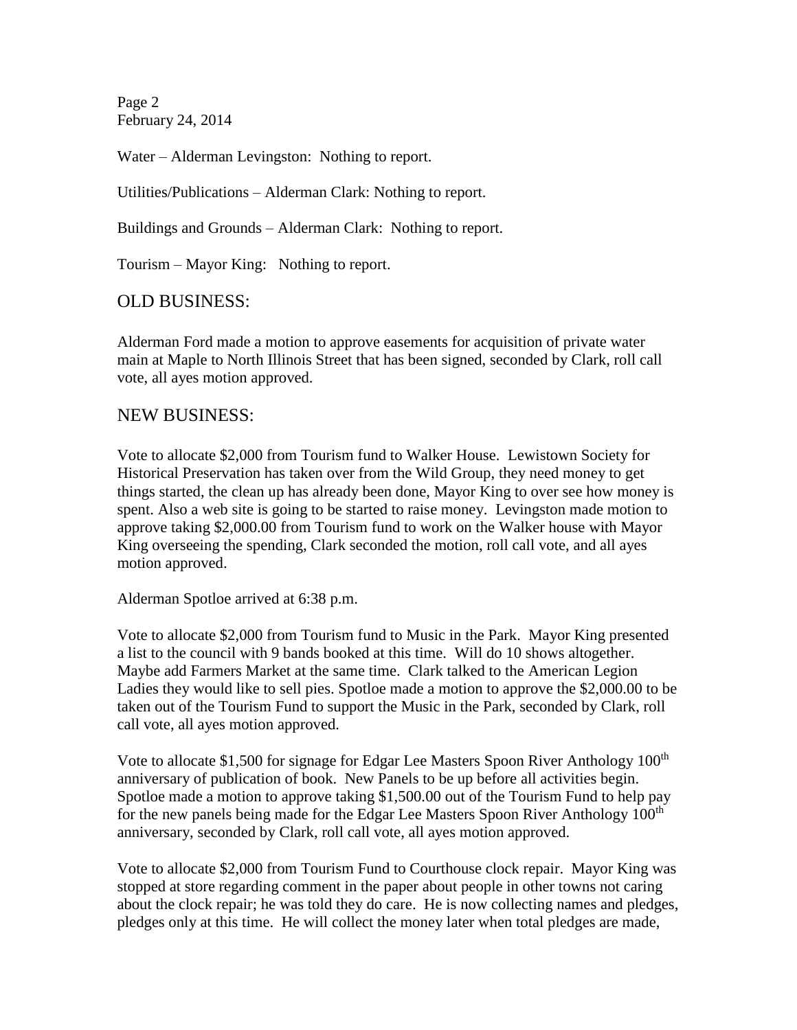Water – Alderman Levingston: Nothing to report.

Utilities/Publications – Alderman Clark: Nothing to report.

Buildings and Grounds – Alderman Clark: Nothing to report.

Tourism – Mayor King: Nothing to report.

## OLD BUSINESS:

Alderman Ford made a motion to approve easements for acquisition of private water main at Maple to North Illinois Street that has been signed, seconded by Clark, roll call vote, all ayes motion approved.

## NEW BUSINESS:

Vote to allocate $2,000 from Tourism fund to Walker House. Lewistown Society for Historical Preservation has taken over from the Wild Group, they need money to get things started, the clean up has already been done, Mayor King to over see how money is spent. Also a web site is going to be started to raise money. Levingston made motion to approve taking $2,000.00 from Tourism fund to work on the Walker house with Mayor King overseeing the spending, Clark seconded the motion, roll call vote, and all ayes motion approved.

Alderman Spotloe arrived at 6:38 p.m.

Vote to allocate $2,000 from Tourism fund to Music in the Park. Mayor King presented a list to the council with 9 bands booked at this time. Will do 10 shows altogether. Maybe add Farmers Market at the same time. Clark talked to the American Legion Ladies they would like to sell pies. Spotloe made a motion to approve the $2,000.00 to be taken out of the Tourism Fund to support the Music in the Park, seconded by Clark, roll call vote, all ayes motion approved.

Vote to allocate $1,500 for signage for Edgar Lee Masters Spoon River Anthology 100th anniversary of publication of book. New Panels to be up before all activities begin. Spotloe made a motion to approve taking $1,500.00 out of the Tourism Fund to help pay for the new panels being made for the Edgar Lee Masters Spoon River Anthology 100th anniversary, seconded by Clark, roll call vote, all ayes motion approved.

Vote to allocate $2,000 from Tourism Fund to Courthouse clock repair. Mayor King was stopped at store regarding comment in the paper about people in other towns not caring about the clock repair; he was told they do care. He is now collecting names and pledges, pledges only at this time. He will collect the money later when total pledges are made,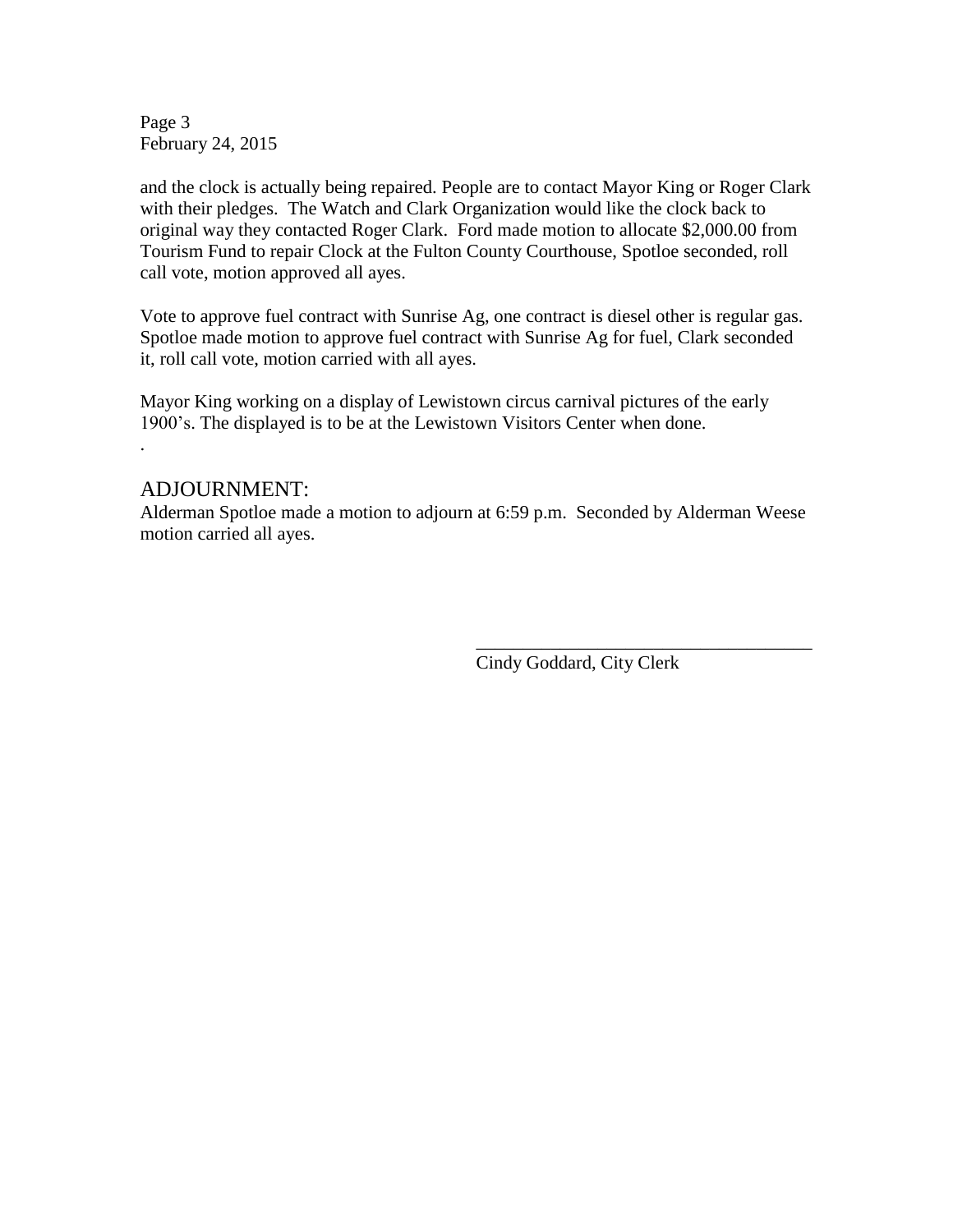and the clock is actually being repaired. People are to contact Mayor King or Roger Clark with their pledges. The Watch and Clark Organization would like the clock back to original way they contacted Roger Clark. Ford made motion to allocate $2,000.00 from Tourism Fund to repair Clock at the Fulton County Courthouse, Spotloe seconded, roll call vote, motion approved all ayes.

Vote to approve fuel contract with Sunrise Ag, one contract is diesel other is regular gas. Spotloe made motion to approve fuel contract with Sunrise Ag for fuel, Clark seconded it, roll call vote, motion carried with all ayes.

Mayor King working on a display of Lewistown circus carnival pictures of the early 1900's. The displayed is to be at the Lewistown Visitors Center when done.

.

## ADJOURNMENT:

Alderman Spotloe made a motion to adjourn at 6:59 p.m. Seconded by Alderman Weese motion carried all ayes.

_____________________________________

Cindy Goddard, City Clerk